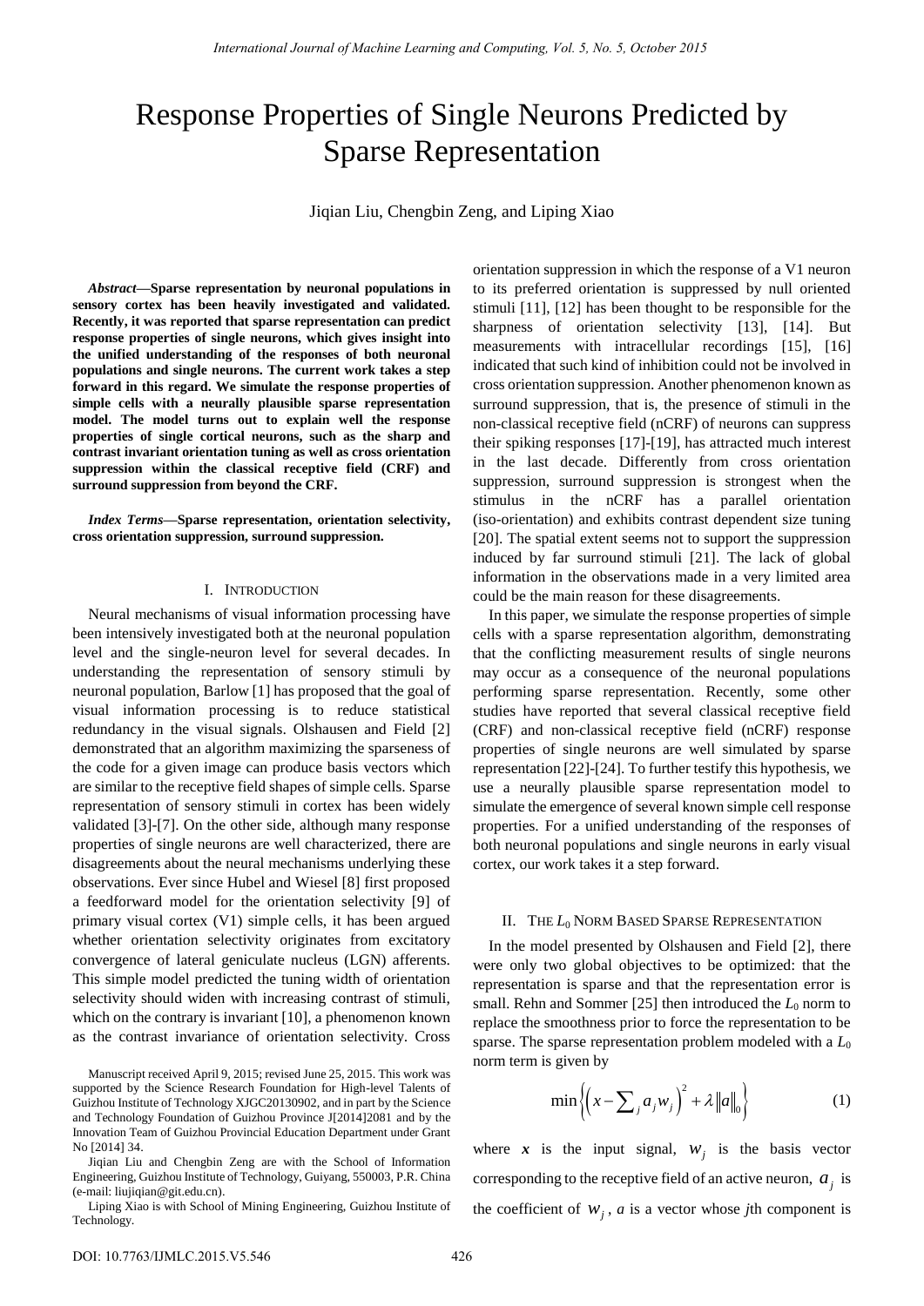# Response Properties of Single Neurons Predicted by Sparse Representation

Jiqian Liu, Chengbin Zeng, and Liping Xiao

***Abstract*—Sparse representation by neuronal populations in sensory cortex has been heavily investigated and validated. Recently, it was reported that sparse representation can predict response properties of single neurons, which gives insight into the unified understanding of the responses of both neuronal populations and single neurons. The current work takes a step forward in this regard. We simulate the response properties of simple cells with a neurally plausible sparse representation model. The model turns out to explain well the response properties of single cortical neurons, such as the sharp and contrast invariant orientation tuning as well as cross orientation suppression within the classical receptive field (CRF) and surround suppression from beyond the CRF.**

***Index Terms*—Sparse representation, orientation selectivity, cross orientation suppression, surround suppression.**

## I. Introduction

Neural mechanisms of visual information processing have been intensively investigated both at the neuronal population level and the single-neuron level for several decades. In understanding the representation of sensory stimuli by neuronal population, Barlow [1] has proposed that the goal of visual information processing is to reduce statistical redundancy in the visual signals. Olshausen and Field [2] demonstrated that an algorithm maximizing the sparseness of the code for a given image can produce basis vectors which are similar to the receptive field shapes of simple cells. Sparse representation of sensory stimuli in cortex has been widely validated [3]-[7]. On the other side, although many response properties of single neurons are well characterized, there are disagreements about the neural mechanisms underlying these observations. Ever since Hubel and Wiesel [8] first proposed a feedforward model for the orientation selectivity [9] of primary visual cortex (V1) simple cells, it has been argued whether orientation selectivity originates from excitatory convergence of lateral geniculate nucleus (LGN) afferents. This simple model predicted the tuning width of orientation selectivity should widen with increasing contrast of stimuli, which on the contrary is invariant [10], a phenomenon known as the contrast invariance of orientation selectivity. Cross orientation suppression in which the response of a V1 neuron to its preferred orientation is suppressed by null oriented stimuli [11], [12] has been thought to be responsible for the sharpness of orientation selectivity [13], [14]. But measurements with intracellular recordings [15], [16] indicated that such kind of inhibition could not be involved in cross orientation suppression. Another phenomenon known as surround suppression, that is, the presence of stimuli in the non-classical receptive field (nCRF) of neurons can suppress their spiking responses [17]-[19], has attracted much interest in the last decade. Differently from cross orientation suppression, surround suppression is strongest when the stimulus in the nCRF has a parallel orientation (iso-orientation) and exhibits contrast dependent size tuning [20]. The spatial extent seems not to support the suppression induced by far surround stimuli [21]. The lack of global information in the observations made in a very limited area could be the main reason for these disagreements.

In this paper, we simulate the response properties of simple cells with a sparse representation algorithm, demonstrating that the conflicting measurement results of single neurons may occur as a consequence of the neuronal populations performing sparse representation. Recently, some other studies have reported that several classical receptive field (CRF) and non-classical receptive field (nCRF) response properties of single neurons are well simulated by sparse representation [22]-[24]. To further testify this hypothesis, we use a neurally plausible sparse representation model to simulate the emergence of several known simple cell response properties. For a unified understanding of the responses of both neuronal populations and single neurons in early visual cortex, our work takes it a step forward.

## II. The $L_0$ Norm Based Sparse Representation

In the model presented by Olshausen and Field [2], there were only two global objectives to be optimized: that the representation is sparse and that the representation error is small. Rehn and Sommer [25] then introduced the $L_0$ norm to replace the smoothness prior to force the representation to be sparse. The sparse representation problem modeled with a $L_0$ norm term is given by

$$\min\left\{\left(x-\sum_j a_j w_j\right)^2+\lambda\|a\|_0\right\} \tag{1}$$

where $x$ is the input signal, $w_j$ is the basis vector corresponding to the receptive field of an active neuron, $a_j$ is the coefficient of $w_j$, $a$ is a vector whose $j$th component is

---

Manuscript received April 9, 2015; revised June 25, 2015. This work was supported by the Science Research Foundation for High-level Talents of Guizhou Institute of Technology XJGC20130902, and in part by the Science and Technology Foundation of Guizhou Province J[2014]2081 and by the Innovation Team of Guizhou Provincial Education Department under Grant No [2014] 34.

Jiqian Liu and Chengbin Zeng are with the School of Information Engineering, Guizhou Institute of Technology, Guiyang, 550003, P.R. China (e-mail: liujiqian@git.edu.cn).

Liping Xiao is with School of Mining Engineering, Guizhou Institute of Technology.

DOI: 10.7763/IJMLC.2015.V5.546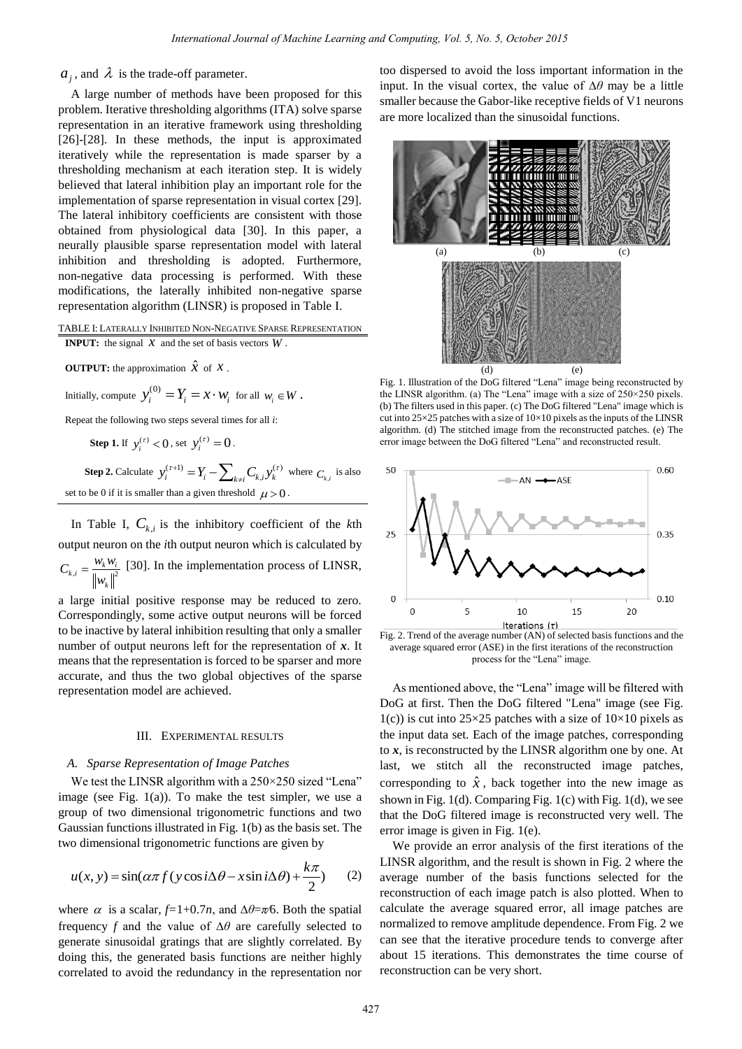$a_j$, and $\lambda$ is the trade-off parameter.

A large number of methods have been proposed for this problem. Iterative thresholding algorithms (ITA) solve sparse representation in an iterative framework using thresholding [26]-[28]. In these methods, the input is approximated iteratively while the representation is made sparser by a thresholding mechanism at each iteration step. It is widely believed that lateral inhibition play an important role for the implementation of sparse representation in visual cortex [29]. The lateral inhibitory coefficients are consistent with those obtained from physiological data [30]. In this paper, a neurally plausible sparse representation model with lateral inhibition and thresholding is adopted. Furthermore, non-negative data processing is performed. With these modifications, the laterally inhibited non-negative sparse representation algorithm (LINSR) is proposed in Table I.

TABLE I: LATERALLY INHIBITED NON-NEGATIVE SPARSE REPRESENTATION

**INPUT:** the signal $x$ and the set of basis vectors $W$.

**OUTPUT:** the approximation $\hat{x}$ of $x$.

Initially, compute $y_i^{(0)} = Y_i = x \cdot w_i$ for all $w_i \in W$.

Repeat the following two steps several times for all *i*:

**Step 1.** If $y_i^{(\tau)} < 0$, set $y_i^{(\tau)} = 0$.

**Step 2.** Calculate $y_i^{(\tau+1)} = Y_i - \sum_{k \neq i} C_{k,i} y_k^{(\tau)}$ where $C_{k,i}$ is also set to be 0 if it is smaller than a given threshold $\mu > 0$.

In Table I, $C_{k,i}$ is the inhibitory coefficient of the *k*th output neuron on the *i*th output neuron which is calculated by $C_{k,i} = \frac{w_k w_i}{\|w_k\|^2}$ [30]. In the implementation process of LINSR, a large initial positive response may be reduced to zero. Correspondingly, some active output neurons will be forced to be inactive by lateral inhibition resulting that only a smaller number of output neurons left for the representation of $\boldsymbol{x}$. It means that the representation is forced to be sparser and more accurate, and thus the two global objectives of the sparse representation model are achieved.

## III. EXPERIMENTAL RESULTS

### A. Sparse Representation of Image Patches

We test the LINSR algorithm with a 250×250 sized "Lena" image (see Fig. 1(a)). To make the test simpler, we use a group of two dimensional trigonometric functions and two Gaussian functions illustrated in Fig. 1(b) as the basis set. The two dimensional trigonometric functions are given by

$$u(x,y) = \sin(\alpha\pi f(y\cos i\Delta\theta - x\sin i\Delta\theta) + \frac{k\pi}{2}) \qquad (2)$$

where $\alpha$ is a scalar, $f$=1+0.7$n$, and $\Delta\theta$=$\pi$/6. Both the spatial frequency $f$ and the value of $\Delta\theta$ are carefully selected to generate sinusoidal gratings that are slightly correlated. By doing this, the generated basis functions are neither highly correlated to avoid the redundancy in the representation nor too dispersed to avoid the loss important information in the input. In the visual cortex, the value of $\Delta\theta$ may be a little smaller because the Gabor-like receptive fields of V1 neurons are more localized than the sinusoidal functions.

Fig. 1. Illustration of the DoG filtered "Lena" image being reconstructed by the LINSR algorithm. (a) The "Lena" image with a size of 250×250 pixels. (b) The filters used in this paper. (c) The DoG filtered "Lena" image which is cut into 25×25 patches with a size of 10×10 pixels as the inputs of the LINSR algorithm. (d) The stitched image from the reconstructed patches. (e) The error image between the DoG filtered "Lena" and reconstructed result.

Fig. 2. Trend of the average number (AN) of selected basis functions and the average squared error (ASE) in the first iterations of the reconstruction process for the "Lena" image.

As mentioned above, the "Lena" image will be filtered with DoG at first. Then the DoG filtered "Lena" image (see Fig. 1(c)) is cut into 25×25 patches with a size of 10×10 pixels as the input data set. Each of the image patches, corresponding to $\boldsymbol{x}$, is reconstructed by the LINSR algorithm one by one. At last, we stitch all the reconstructed image patches, corresponding to $\hat{x}$, back together into the new image as shown in Fig. 1(d). Comparing Fig. 1(c) with Fig. 1(d), we see that the DoG filtered image is reconstructed very well. The error image is given in Fig. 1(e).

We provide an error analysis of the first iterations of the LINSR algorithm, and the result is shown in Fig. 2 where the average number of the basis functions selected for the reconstruction of each image patch is also plotted. When to calculate the average squared error, all image patches are normalized to remove amplitude dependence. From Fig. 2 we can see that the iterative procedure tends to converge after about 15 iterations. This demonstrates the time course of reconstruction can be very short.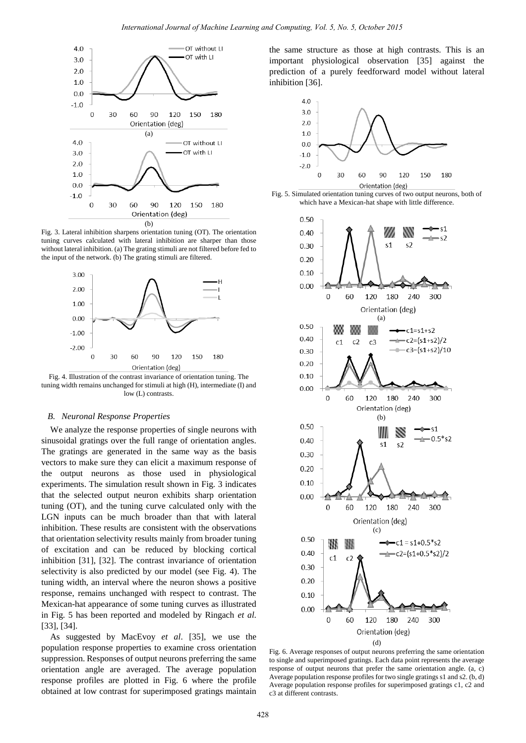Fig. 3. Lateral inhibition sharpens orientation tuning (OT). The orientation tuning curves calculated with lateral inhibition are sharper than those without lateral inhibition. (a) The grating stimuli are not filtered before fed to the input of the network. (b) The grating stimuli are filtered.

Fig. 4. Illustration of the contrast invariance of orientation tuning. The tuning width remains unchanged for stimuli at high (H), intermediate (I) and low (L) contrasts.

### B. Neuronal Response Properties

We analyze the response properties of single neurons with sinusoidal gratings over the full range of orientation angles. The gratings are generated in the same way as the basis vectors to make sure they can elicit a maximum response of the output neurons as those used in physiological experiments. The simulation result shown in Fig. 3 indicates that the selected output neuron exhibits sharp orientation tuning (OT), and the tuning curve calculated only with the LGN inputs can be much broader than that with lateral inhibition. These results are consistent with the observations that orientation selectivity results mainly from broader tuning of excitation and can be reduced by blocking cortical inhibition [31], [32]. The contrast invariance of orientation selectivity is also predicted by our model (see Fig. 4). The tuning width, an interval where the neuron shows a positive response, remains unchanged with respect to contrast. The Mexican-hat appearance of some tuning curves as illustrated in Fig. 5 has been reported and modeled by Ringach *et al.* [33], [34].

As suggested by MacEvoy *et al*. [35], we use the population response properties to examine cross orientation suppression. Responses of output neurons preferring the same orientation angle are averaged. The average population response profiles are plotted in Fig. 6 where the profile obtained at low contrast for superimposed gratings maintain the same structure as those at high contrasts. This is an important physiological observation [35] against the prediction of a purely feedforward model without lateral inhibition [36].

Fig. 5. Simulated orientation tuning curves of two output neurons, both of which have a Mexican-hat shape with little difference.

Fig. 6. Average responses of output neurons preferring the same orientation to single and superimposed gratings. Each data point represents the average response of output neurons that prefer the same orientation angle. (a, c) Average population response profiles for two single gratings s1 and s2. (b, d) Average population response profiles for superimposed gratings c1, c2 and c3 at different contrasts.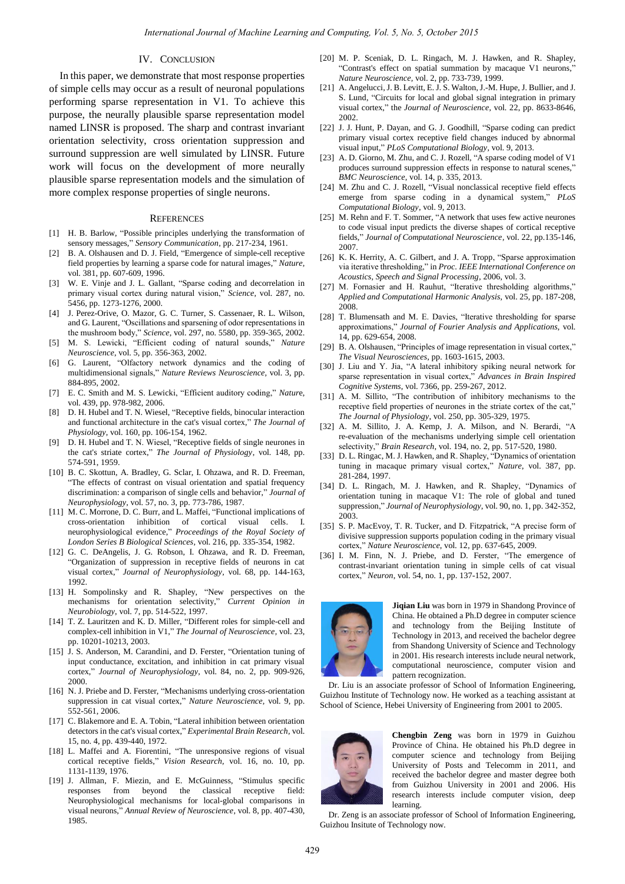## IV. Conclusion

In this paper, we demonstrate that most response properties of simple cells may occur as a result of neuronal populations performing sparse representation in V1. To achieve this purpose, the neurally plausible sparse representation model named LINSR is proposed. The sharp and contrast invariant orientation selectivity, cross orientation suppression and surround suppression are well simulated by LINSR. Future work will focus on the development of more neurally plausible sparse representation models and the simulation of more complex response properties of single neurons.

## References

[1] H. B. Barlow, "Possible principles underlying the transformation of sensory messages," *Sensory Communication*, pp. 217-234, 1961.

[2] B. A. Olshausen and D. J. Field, "Emergence of simple-cell receptive field properties by learning a sparse code for natural images," *Nature*, vol. 381, pp. 607-609, 1996.

[3] W. E. Vinje and J. L. Gallant, "Sparse coding and decorrelation in primary visual cortex during natural vision," *Science*, vol. 287, no. 5456, pp. 1273-1276, 2000.

[4] J. Perez-Orive, O. Mazor, G. C. Turner, S. Cassenaer, R. L. Wilson, and G. Laurent, "Oscillations and sparsening of odor representations in the mushroom body," *Science*, vol. 297, no. 5580, pp. 359-365, 2002.

[5] M. S. Lewicki, "Efficient coding of natural sounds," *Nature Neuroscience*, vol. 5, pp. 356-363, 2002.

[6] G. Laurent, "Olfactory network dynamics and the coding of multidimensional signals," *Nature Reviews Neuroscience*, vol. 3, pp. 884-895, 2002.

[7] E. C. Smith and M. S. Lewicki, "Efficient auditory coding," *Nature*, vol. 439, pp. 978-982, 2006.

[8] D. H. Hubel and T. N. Wiesel, "Receptive fields, binocular interaction and functional architecture in the cat's visual cortex," *The Journal of Physiology*, vol. 160, pp. 106-154, 1962.

[9] D. H. Hubel and T. N. Wiesel, "Receptive fields of single neurones in the cat's striate cortex," *The Journal of Physiology*, vol. 148, pp. 574-591, 1959.

[10] B. C. Skottun, A. Bradley, G. Sclar, I. Ohzawa, and R. D. Freeman, "The effects of contrast on visual orientation and spatial frequency discrimination: a comparison of single cells and behavior," *Journal of Neurophysiology*, vol. 57, no. 3, pp. 773-786, 1987.

[11] M. C. Morrone, D. C. Burr, and L. Maffei, "Functional implications of cross-orientation inhibition of cortical visual cells. I. neurophysiological evidence," *Proceedings of the Royal Society of London Series B Biological Sciences*, vol. 216, pp. 335-354, 1982.

[12] G. C. DeAngelis, J. G. Robson, I. Ohzawa, and R. D. Freeman, "Organization of suppression in receptive fields of neurons in cat visual cortex," *Journal of Neurophysiology*, vol. 68, pp. 144-163, 1992.

[13] H. Sompolinsky and R. Shapley, "New perspectives on the mechanisms for orientation selectivity," *Current Opinion in Neurobiology*, vol. 7, pp. 514-522, 1997.

[14] T. Z. Lauritzen and K. D. Miller, "Different roles for simple-cell and complex-cell inhibition in V1," *The Journal of Neuroscience*, vol. 23, pp. 10201-10213, 2003.

[15] J. S. Anderson, M. Carandini, and D. Ferster, "Orientation tuning of input conductance, excitation, and inhibition in cat primary visual cortex," *Journal of Neurophysiology*, vol. 84, no. 2, pp. 909-926, 2000.

[16] N. J. Priebe and D. Ferster, "Mechanisms underlying cross-orientation suppression in cat visual cortex," *Nature Neuroscience*, vol. 9, pp. 552-561, 2006.

[17] C. Blakemore and E. A. Tobin, "Lateral inhibition between orientation detectors in the cat's visual cortex," *Experimental Brain Research*, vol. 15, no. 4, pp. 439-440, 1972.

[18] L. Maffei and A. Fiorentini, "The unresponsive regions of visual cortical receptive fields," *Vision Research*, vol. 16, no. 10, pp. 1131-1139, 1976.

[19] J. Allman, F. Miezin, and E. McGuinness, "Stimulus specific responses from beyond the classical receptive field: Neurophysiological mechanisms for local-global comparisons in visual neurons," *Annual Review of Neuroscience*, vol. 8, pp. 407-430, 1985.

[20] M. P. Sceniak, D. L. Ringach, M. J. Hawken, and R. Shapley, "Contrast's effect on spatial summation by macaque V1 neurons," *Nature Neuroscience*, vol. 2, pp. 733-739, 1999.

[21] A. Angelucci, J. B. Levitt, E. J. S. Walton, J.-M. Hupe, J. Bullier, and J. S. Lund, "Circuits for local and global signal integration in primary visual cortex," the *Journal of Neuroscience*, vol. 22, pp. 8633-8646, 2002.

[22] J. J. Hunt, P. Dayan, and G. J. Goodhill, "Sparse coding can predict primary visual cortex receptive field changes induced by abnormal visual input," *PLoS Computational Biology*, vol. 9, 2013.

[23] A. D. Giorno, M. Zhu, and C. J. Rozell, "A sparse coding model of V1 produces surround suppression effects in response to natural scenes," *BMC Neuroscience*, vol. 14, p. 335, 2013.

[24] M. Zhu and C. J. Rozell, "Visual nonclassical receptive field effects emerge from sparse coding in a dynamical system," *PLoS Computational Biology*, vol. 9, 2013.

[25] M. Rehn and F. T. Sommer, "A network that uses few active neurones to code visual input predicts the diverse shapes of cortical receptive fields," *Journal of Computational Neuroscience*, vol. 22, pp.135-146, 2007.

[26] K. K. Herrity, A. C. Gilbert, and J. A. Tropp, "Sparse approximation via iterative thresholding," in *Proc. IEEE International Conference on Acoustics, Speech and Signal Processing*, 2006, vol. 3.

[27] M. Fornasier and H. Rauhut, "Iterative thresholding algorithms," *Applied and Computational Harmonic Analysis*, vol. 25, pp. 187-208, 2008.

[28] T. Blumensath and M. E. Davies, "Iterative thresholding for sparse approximations," *Journal of Fourier Analysis and Applications*, vol. 14, pp. 629-654, 2008.

[29] B. A. Olshausen, "Principles of image representation in visual cortex," *The Visual Neurosciences*, pp. 1603-1615, 2003.

[30] J. Liu and Y. Jia, "A lateral inhibitory spiking neural network for sparse representation in visual cortex," *Advances in Brain Inspired Cognitive Systems*, vol. 7366, pp. 259-267, 2012.

[31] A. M. Sillito, "The contribution of inhibitory mechanisms to the receptive field properties of neurones in the striate cortex of the cat," *The Journal of Physiology*, vol. 250, pp. 305-329, 1975.

[32] A. M. Sillito, J. A. Kemp, J. A. Milson, and N. Berardi, "A re-evaluation of the mechanisms underlying simple cell orientation selectivity," *Brain Research*, vol. 194, no. 2, pp. 517-520, 1980.

[33] D. L. Ringac, M. J. Hawken, and R. Shapley, "Dynamics of orientation tuning in macaque primary visual cortex," *Nature*, vol. 387, pp. 281-284, 1997.

[34] D. L. Ringach, M. J. Hawken, and R. Shapley, "Dynamics of orientation tuning in macaque V1: The role of global and tuned suppression," *Journal of Neurophysiology*, vol. 90, no. 1, pp. 342-352, 2003.

[35] S. P. MacEvoy, T. R. Tucker, and D. Fitzpatrick, "A precise form of divisive suppression supports population coding in the primary visual cortex," *Nature Neuroscience*, vol. 12, pp. 637-645, 2009.

[36] I. M. Finn, N. J. Priebe, and D. Ferster, "The emergence of contrast-invariant orientation tuning in simple cells of cat visual cortex," *Neuron*, vol. 54, no. 1, pp. 137-152, 2007.

**Jiqian Liu** was born in 1979 in Shandong Province of China. He obtained a Ph.D degree in computer science and technology from the Beijing Institute of Technology in 2013, and received the bachelor degree from Shandong University of Science and Technology in 2001. His research interests include neural network, computational neuroscience, computer vision and pattern recognization.

Dr. Liu is an associate professor of School of Information Engineering, Guizhou Institute of Technology now. He worked as a teaching assistant at School of Science, Hebei University of Engineering from 2001 to 2005.

**Chengbin Zeng** was born in 1979 in Guizhou Province of China. He obtained his Ph.D degree in computer science and technology from Beijing University of Posts and Telecomm in 2011, and received the bachelor degree and master degree both from Guizhou University in 2001 and 2006. His research interests include computer vision, deep learning.

Dr. Zeng is an associate professor of School of Information Engineering, Guizhou Insitute of Technology now.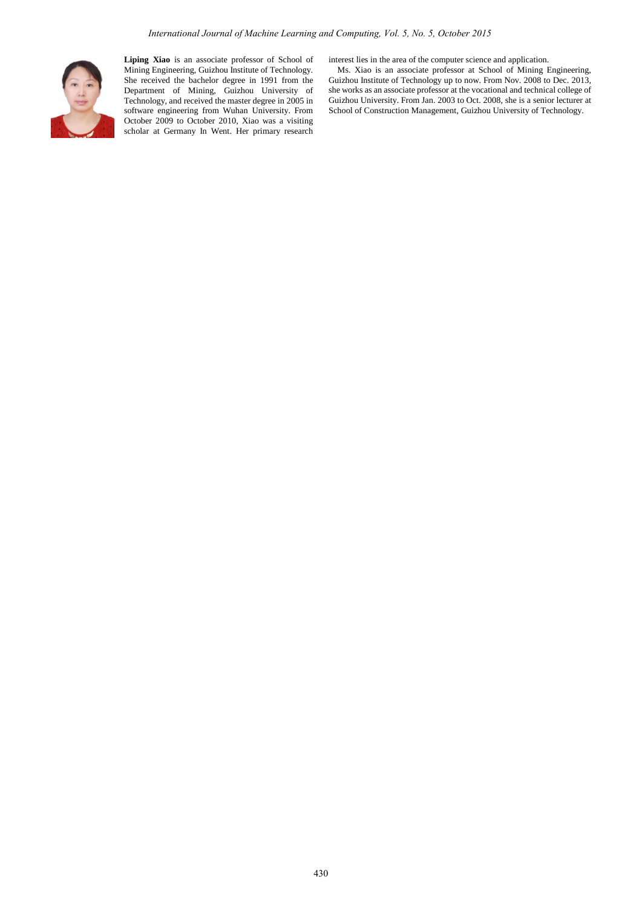**Liping Xiao** is an associate professor of School of Mining Engineering, Guizhou Institute of Technology. She received the bachelor degree in 1991 from the Department of Mining, Guizhou University of Technology, and received the master degree in 2005 in software engineering from Wuhan University. From October 2009 to October 2010, Xiao was a visiting scholar at Germany In Went. Her primary research interest lies in the area of the computer science and application.

Ms. Xiao is an associate professor at School of Mining Engineering, Guizhou Institute of Technology up to now. From Nov. 2008 to Dec. 2013, she works as an associate professor at the vocational and technical college of Guizhou University. From Jan. 2003 to Oct. 2008, she is a senior lecturer at School of Construction Management, Guizhou University of Technology.